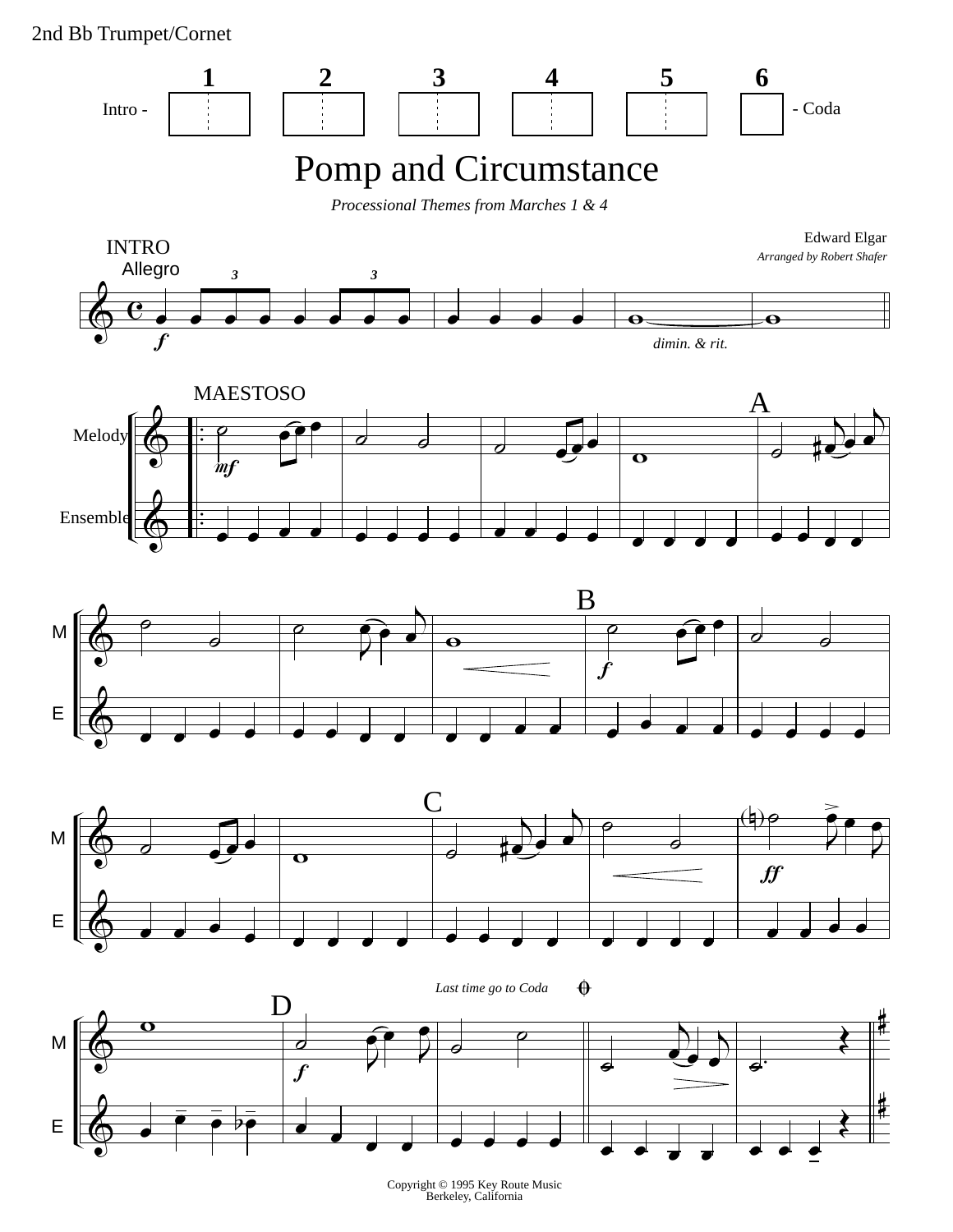2nd Bb Trumpet/Cornet

Intro - 1 2 3 4 5 6 - Coda

# Pomp and Circumstance

*Processional Themes from Marches 1 & 4*

Edward Elgar

*Arranged by Robert Shafer*

INTRO

Allegro

*f*

*dimin. & rit.*

MAESTOSO

Melody

Ensemble

*mf*

A

M

E

B

*f*

C

*ff*

D

*f*

*Last time go to Coda*

Copyright © 1995 Key Route Music
Berkeley, California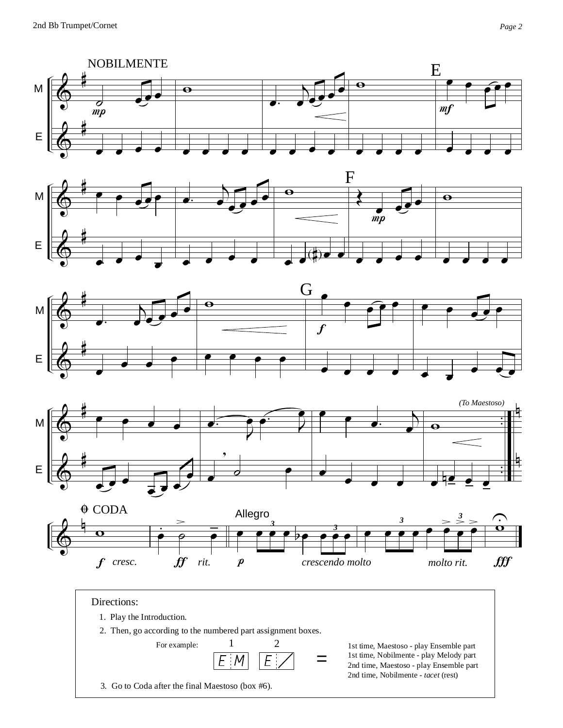Directions:

1. Play the Introduction.
2. Then, go according to the numbered part assignment boxes.

For example:

| 1 | 2 |
| --- | --- |
| E ⋮ M | E ⋮ ／ |

=

1st time, Maestoso - play Ensemble part
1st time, Nobilmente - play Melody part
2nd time, Maestoso - play Ensemble part
2nd time, Nobilmente - *tacet* (rest)

3. Go to Coda after the final Maestoso (box #6).